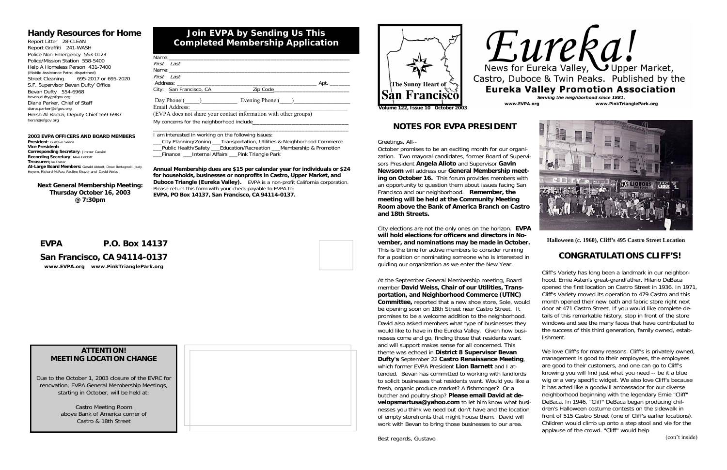## Handy Resources for Home

Report Litter 28-CLEAN
Report Graffiti 241-WASH
Police Non-Emergency 553-0123
Police/Mission Station 558-5400
Help A Homeless Person 431-7400
(Mobile Assistance Patrol dispatched)
Street Cleaning 695-2017 or 695-2020
S.F. Supervisor Bevan Dufty' Office
Bevan Dufty 554-6968
bevan.dufty@sfgov.org
Diana Parker, Chief of Staff
diana.parker@sfgov.org
Hersh Al-Barazi, Deputy Chief 559-6987
hersh@sfgov.org

**2003 EVPA OFFICERS AND BOARD MEMBERS**
**President**: Gustavo Serina
**Vice President:**
**Corresponding Secretary**: Jimmer Cassiol
**Recording Secretary**: Mike Babbitt
**Treasurer:** Joe Foster
**At-Large Board Members:** Gerald Abbott, Drew Bertagnoli, Judy Hoyem, Richard McRee, Pauline Shaver and David Weiss

**Next General Membership Meeting:**
**Thursday October 16, 2003**
**@ 7:30pm**

## Join EVPA by Sending Us This Completed Membership Application

Name:_______________________________________________
*First Last*
Name:_______________________________________________
*First Last*
Address: ______________________________________ Apt. _______
City: San Francisco, CA Zip Code_______________________

Day Phone:(____)__________ Evening Phone:(____)_______________
Email Address:___________________
(EVPA does not share your contact information with other groups)
My concerns for the neighborhood include______________________________
_______________________________________________________________
I am interested in working on the following issues:
___City Planning/Zoning ___Transportation, Utilities & Neighborhood Commerce
___Public Health/Safety ___Education/Recreation ___Membership & Promotion
___Finance ___Internal Affairs ___Pink Triangle Park

**Annual Membership dues are $15 per calendar year for individuals or $24 for households, businesses or nonprofits in Castro, Upper Market, and Duboce Triangle (Eureka Valley).** EVPA is a non-profit California corporation. Please return this form with your check payable to EVPA to:
**EVPA, PO Box 14137, San Francisco, CA 94114-0137.**

**EVPA P.O. Box 14137**
**San Francisco, CA 94114-0137**
**www.EVPA.org www.PinkTrianglePark.org**

### ATTENTION! MEETING LOCATION CHANGE

Due to the October 1, 2003 closure of the EVRC for renovation, EVPA General Membership Meetings, starting in October, will be held at:

Castro Meeting Room
above Bank of America corner of
Castro & 18th Street

The Sunny Heart of San Francisco

# Eureka!

News for Eureka Valley, Upper Market, Castro, Duboce & Twin Peaks. Published by the
**Eureka Valley Promotion Association**
*Serving the neighborhood since 1881.*
www.EVPA.org www.PinkTrianglePark.org

**Volume 122, Issue 10 October 2003**

## NOTES FOR EVPA PRESIDENT

Greetings, All--

October promises to be an exciting month for our organization. Two mayoral candidates, former Board of Supervisors President **Angela Alioto** and Supervisor **Gavin Newsom** will address our **General Membership meeting on October 16.** This forum provides members with an opportunity to question them about issues facing San Francisco and our neighborhood. **Remember, the meeting will be held at the Community Meeting Room above the Bank of America Branch on Castro and 18th Streets.**

City elections are not the only ones on the horizon. **EVPA will hold elections for officers and directors in November, and nominations may be made in October.** This is the time for active members to consider running for a position or nominating someone who is interested in guiding our organization as we enter the New Year.

At the September General Membership meeting, Board member **David Weiss, Chair of our Utilities, Transportation, and Neighborhood Commerce (UTNC) Committee,** reported that a new shoe store, Sole, would be opening soon on 18th Street near Castro Street. It promises to be a welcome addition to the neighborhood. David also asked members what type of businesses they would like to have in the Eureka Valley. Given how businesses come and go, finding those that residents want and will support makes sense for all concerned. This theme was echoed in **District 8 Supervisor Bevan Dufty's** September 22 **Castro Renaissance Meeting**, which former EVPA President **Lion Barnett** and I attended. Bevan has committed to working with landlords to solicit businesses that residents want. Would you like a fresh, organic produce market? A fishmonger? Or a butcher and poultry shop? **Please email David at developsmartusa@yahoo.com** to let him know what businesses you think we need but don't have and the location of empty storefronts that might house them. David will work with Bevan to bring those businesses to our area.

Best regards, Gustavo

**Halloween (c. 1960), Cliff's 495 Castro Street Location**

## CONGRATULATIONS CLIFF'S!

Cliff's Variety has long been a landmark in our neighborhood. Ernie Asten's great-grandfather, Hilario DeBaca opened the first location on Castro Street in 1936. In 1971, Cliff's Variety moved its operation to 479 Castro and this month opened their new bath and fabric store right next door at 471 Castro Street. If you would like complete details of this remarkable history, stop in front of the store windows and see the many faces that have contributed to the success of this third generation, family owned, establishment.

We love Cliff's for many reasons. Cliff's is privately owned, management is good to their employees, the employees are good to their customers, and one can go to Cliff's knowing you will find just what you need -- be it a blue wig or a very specific widget. We also love Cliff's because it has acted like a goodwill ambassador for our diverse neighborhood beginning with the legendary Ernie "Cliff" DeBaca. In 1946, "Cliff" DeBaca began producing children's Halloween costume contests on the sidewalk in front of 515 Castro Street (one of Cliff's earlier locations). Children would climb up onto a step stool and vie for the applause of the crowd. "Cliff" would help

(con't inside)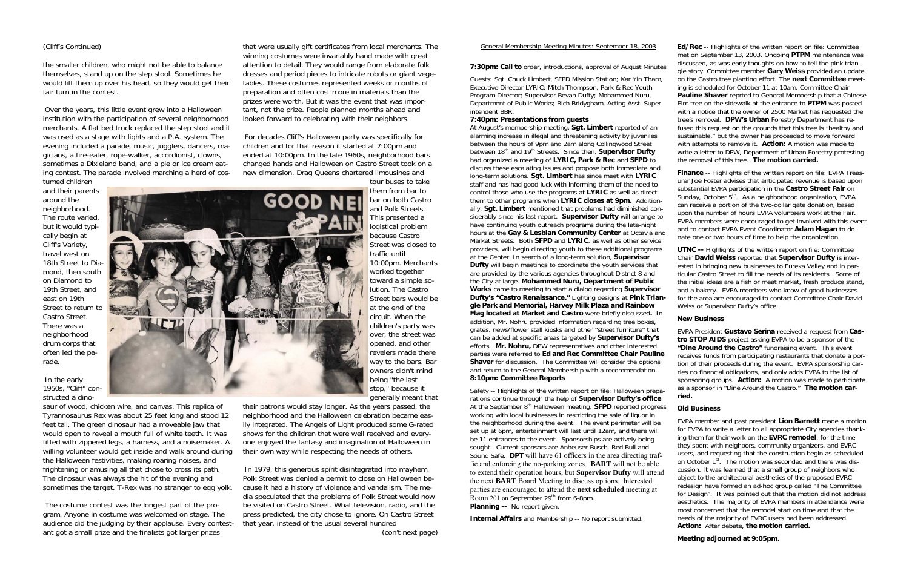(Cliff's Continued)

the smaller children, who might not be able to balance themselves, stand up on the step stool. Sometimes he would lift them up over his head, so they would get their fair turn in the contest.

Over the years, this little event grew into a Halloween institution with the participation of several neighborhood merchants. A flat bed truck replaced the step stool and it was used as a stage with lights and a P.A. system. The evening included a parade, music, jugglers, dancers, magicians, a fire-eater, rope-walker, accordionist, clowns, sometimes a Dixieland band, and a pie or ice cream eating contest. The parade involved marching a herd of costumed children and their parents around the neighborhood. The route varied, but it would typically begin at Cliff's Variety, travel west on 18th Street to Diamond, then south on Diamond to 19th Street, and east on 19th Street to return to Castro Street. There was a neighborhood drum corps that often led the parade.

In the early 1950s, "Cliff" constructed a dinosaur of wood, chicken wire, and canvas. This replica of Tyrannosaurus Rex was about 25 feet long and stood 12 feet tall. The green dinosaur had a moveable jaw that would open to reveal a mouth full of white teeth. It was fitted with zippered legs, a harness, and a noisemaker. A willing volunteer would get inside and walk around during the Halloween festivities, making roaring noises, and frightening or amusing all that chose to cross its path. The dinosaur was always the hit of the evening and sometimes the target. T-Rex was no stranger to egg yolk.

The costume contest was the longest part of the program. Anyone in costume was welcomed on stage. The audience did the judging by their applause. Every contestant got a small prize and the finalists got larger prizes that were usually gift certificates from local merchants. The winning costumes were invariably hand made with great attention to detail. They would range from elaborate folk dresses and period pieces to intricate robots or giant vegetables. These costumes represented weeks or months of preparation and often cost more in materials than the prizes were worth. But it was the event that was important, not the prize. People planned months ahead and looked forward to celebrating with their neighbors.

For decades Cliff's Halloween party was specifically for children and for that reason it started at 7:00pm and ended at 10:00pm. In the late 1960s, neighborhood bars changed hands and Halloween on Castro Street took on a new dimension. Drag Queens chartered limousines and tour buses to take them from bar to bar on both Castro and Polk Streets. This presented a logistical problem because Castro Street was closed to traffic until 10:00pm. Merchants worked together toward a simple solution. The Castro Street bars would be at the end of the circuit. When the children's party was over, the street was opened, and other revelers made there way to the bars. Bar owners didn't mind being "the last stop," because it generally meant that their patrons would stay longer. As the years passed, the neighborhood and the Halloween celebration became easily integrated. The Angels of Light produced some G-rated shows for the children that were well received and everyone enjoyed the fantasy and imagination of Halloween in their own way while respecting the needs of others.

In 1979, this generous spirit disintegrated into mayhem. Polk Street was denied a permit to close on Halloween because it had a history of violence and vandalism. The media speculated that the problems of Polk Street would now be visited on Castro Street. What television, radio, and the press predicted, the city chose to ignore. On Castro Street that year, instead of the usual several hundred

(con't next page)

## General Membership Meeting Minutes: September 18, 2003

**7:30pm: Call to** order, introductions, approval of August Minutes

Guests: Sgt. Chuck Limbert, SFPD Mission Station; Kar Yin Tham, Executive Director LYRIC; Mitch Thompson, Park & Rec Youth Program Director; Supervisor Bevan Dufty; Mohammed Nuru, Department of Public Works; Rich Bridygham, Acting Asst. Superintendent BBR.

**7:40pm: Presentations from guests**

At August's membership meeting, **Sgt. Limbert** reported of an alarming increase in illegal and threatening activity by juveniles between the hours of 9pm and 2am along Collingwood Street between 18th and 19th Streets. Since then, **Supervisor Dufty** had organized a meeting of **LYRIC, Park & Rec** and **SFPD** to discuss these escalating issues and propose both immediate and long-term solutions. **Sgt. Limbert** has since meet with **LYRIC** staff and has had good luck with informing them of the need to control those who use the programs at **LYRIC** as well as direct them to other programs when **LYRIC closes at 9pm.** Additionally, **Sgt. Limbert** mentioned that problems had diminished considerably since his last report. **Supervisor Dufty** will arrange to have continuing youth outreach programs during the late-night hours at the **Gay & Lesbian Community Center** at Octavia and Market Streets. Both **SFPD** and **LYRIC**, as well as other service providers, will begin directing youth to these additional programs at the Center. In search of a long-term solution, **Supervisor Dufty** will begin meetings to coordinate the youth services that are provided by the various agencies throughout District 8 and the City at large. **Mohammed Nuru, Department of Public Works** came to meeting to start a dialog regarding **Supervisor Dufty's "Castro Renaissance."** Lighting designs at **Pink Triangle Park and Memorial, Harvey Milk Plaza and Rainbow Flag located at Market and Castro** were briefly discussed**.** In addition, Mr. Nohru provided information regarding tree boxes, grates, news/flower stall kiosks and other "street furniture" that can be added at specific areas targeted by **Supervisor Dufty's** efforts. **Mr. Nohru,** DPW representatives and other interested parties were referred to **Ed and Rec Committee Chair Pauline Shaver** for discussion. The Committee will consider the options and return to the General Membership with a recommendation.

**8:10pm: Committee Reports**

Safety -- Highlights of the written report on file: Halloween preparations continue through the help of **Supervisor Dufty's office**. At the September 8th Halloween meeting, **SFPD** reported progress working with local businesses in restricting the sale of liquor in the neighborhood during the event. The event perimeter will be set up at 6pm, entertainment will last until 12am, and there will be 11 entrances to the event. Sponsorships are actively being sought. Current sponsors are Anheuser-Busch, Red Bull and Sound Safe. **DPT** will have 61 officers in the area directing traffic and enforcing the no-parking zones. **BART** will not be able to extend their operation hours, but **Supervisor Dufty** will attend the next **BART** Board Meeting to discuss options. Interested parties are encouraged to attend the **next scheduled** meeting at Room 201 on September 29th from 6-8pm.

**Planning --** No report given.

**Internal Affairs** and Membership -- No report submitted.

**Ed/Rec** -- Highlights of the written report on file: Committee met on September 13, 2003. Ongoing **PTPM** maintenance was discussed, as was early thoughts on how to tell the pink triangle story. Committee member **Gary Weiss** provided an update on the Castro tree planting effort. The **next Committee** meeting is scheduled for October 11 at 10am. Committee Chair **Pauline Shaver** reprted to General Membership that a Chinese Elm tree on the sidewalk at the entrance to **PTPM** was posted with a notice that the owner of 2500 Market has requested the tree's removal. **DPW's Urban** Forestry Department has refused this request on the grounds that this tree is "healthy and sustainable," but the owner has proceeded to move forward with attempts to remove it. **Action:** A motion was made to write a letter to DPW, Department of Urban Forestry protesting the removal of this tree. **The motion carried.**

**Finance** -- Highlights of the written report on file: EVPA Treasurer Joe Foster advises that anticipated revenue is based upon substantial EVPA participation in the **Castro Street Fair** on Sunday, October 5th. As a neighborhood organization, EVPA can receive a portion of the two-dollar gate donation, based upon the number of hours EVPA volunteers work at the Fair. EVPA members were encouraged to get involved with this event and to contact EVPA Event Coordinator **Adam Hagan** to donate one or two hours of time to help the organization.

**UTNC --** Highlights of the written report on file: Committee Chair **David Weiss** reported that **Supervisor Dufty** is interested in bringing new businesses to Eureka Valley and in particular Castro Street to fill the needs of its residents. Some of the initial ideas are a fish or meat market, fresh produce stand, and a bakery. EVPA members who know of good businesses for the area are encouraged to contact Committee Chair David Weiss or Supervisor Dufty's office.

**New Business**

EVPA President **Gustavo Serina** received a request from **Castro STOP AIDS** project asking EVPA to be a sponsor of the **"Dine Around the Castro"** fundraising event. This event receives funds from participating restaurants that donate a portion of their proceeds during the event. EVPA sponsorship carries no financial obligations, and only adds EVPA to the list of sponsoring groups. **Action:** A motion was made to participate as a sponsor in "Dine Around the Castro." **The motion carried.**

**Old Business**

EVPA member and past president **Lion Barnett** made a motion for EVPA to write a letter to all appropriate City agencies thanking them for their work on the **EVRC remodel**, for the time they spent with neighbors, community organizers, and EVRC users, and requesting that the construction begin as scheduled on October 1st. The motion was seconded and there was discussion. It was learned that a small group of neighbors who object to the architectural aesthetics of the proposed EVRC redesign have formed an ad-hoc group called "The Committee for Design". It was pointed out that the motion did not address aesthetics. The majority of EVPA members in attendance were most concerned that the remodel start on time and that the needs of the majority of EVRC users had been addressed. **Action:** After debate, **the motion carried.**

**Meeting adjourned at 9:05pm.**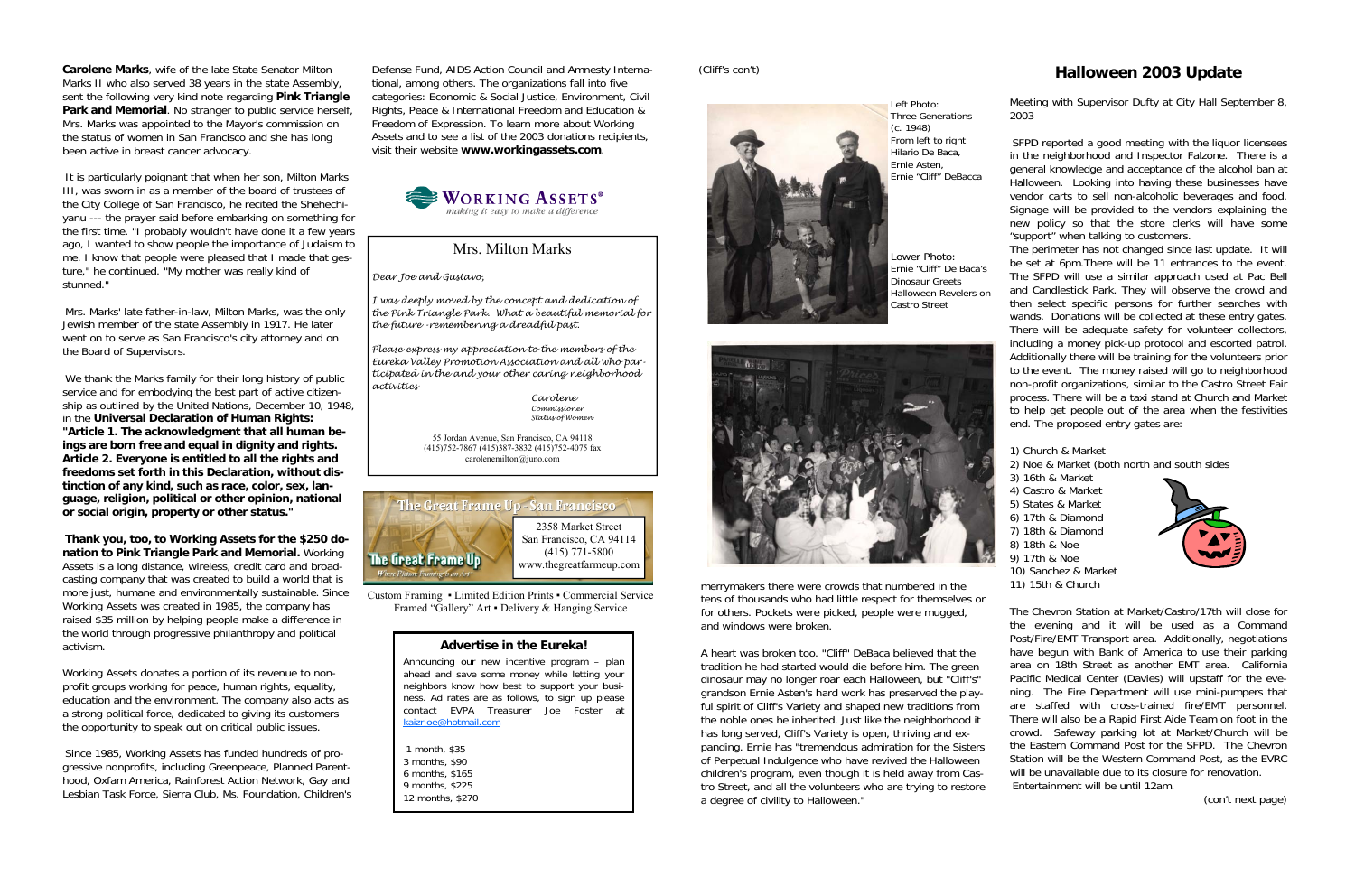**Carolene Marks**, wife of the late State Senator Milton Marks II who also served 38 years in the state Assembly, sent the following very kind note regarding **Pink Triangle Park and Memorial**. No stranger to public service herself, Mrs. Marks was appointed to the Mayor's commission on the status of women in San Francisco and she has long been active in breast cancer advocacy.

It is particularly poignant that when her son, Milton Marks III, was sworn in as a member of the board of trustees of the City College of San Francisco, he recited the Shehechiyanu --- the prayer said before embarking on something for the first time. "I probably wouldn't have done it a few years ago, I wanted to show people the importance of Judaism to me. I know that people were pleased that I made that gesture," he continued. "My mother was really kind of stunned."

Mrs. Marks' late father-in-law, Milton Marks, was the only Jewish member of the state Assembly in 1917. He later went on to serve as San Francisco's city attorney and on the Board of Supervisors.

We thank the Marks family for their long history of public service and for embodying the best part of active citizenship as outlined by the United Nations, December 10, 1948, in the **Universal Declaration of Human Rights: "Article 1. The acknowledgment that all human beings are born free and equal in dignity and rights. Article 2. Everyone is entitled to all the rights and freedoms set forth in this Declaration, without distinction of any kind, such as race, color, sex, language, religion, political or other opinion, national or social origin, property or other status."**

**Thank you, too, to Working Assets for the $250 donation to Pink Triangle Park and Memorial.** Working Assets is a long distance, wireless, credit card and broadcasting company that was created to build a world that is more just, humane and environmentally sustainable. Since Working Assets was created in 1985, the company has raised $35 million by helping people make a difference in the world through progressive philanthropy and political activism.

Working Assets donates a portion of its revenue to nonprofit groups working for peace, human rights, equality, education and the environment. The company also acts as a strong political force, dedicated to giving its customers the opportunity to speak out on critical public issues.

Since 1985, Working Assets has funded hundreds of progressive nonprofits, including Greenpeace, Planned Parenthood, Oxfam America, Rainforest Action Network, Gay and Lesbian Task Force, Sierra Club, Ms. Foundation, Children's Defense Fund, AIDS Action Council and Amnesty International, among others. The organizations fall into five categories: Economic & Social Justice, Environment, Civil Rights, Peace & International Freedom and Education & Freedom of Expression. To learn more about Working Assets and to see a list of the 2003 donations recipients, visit their website **www.workingassets.com**.

WORKING ASSETS® *making it easy to make a difference*

## Mrs. Milton Marks

*Dear Joe and Gustavo,*

*I was deeply moved by the concept and dedication of the Pink Triangle Park. What a beautiful memorial for the future - remembering a dreadful past.*

*Please express my appreciation to the members of the Eureka Valley Promotion Association and all who participated in the and your other caring neighborhood activities*

*Carolene*
*Commissioner*
*Status of Women*

55 Jordan Avenue, San Francisco, CA 94118
(415)752-7867 (415)387-3832 (415)752-4075 fax
carolenemilton@juno.com

**The Great Frame Up - San Francisco**

The Great Frame Up — *Where Picture Framing is an Art*

2358 Market Street
San Francisco, CA 94114
(415) 771-5800
www.thegreatfarmeup.com

Custom Framing • Limited Edition Prints • Commercial Service
Framed "Gallery" Art • Delivery & Hanging Service

### Advertise in the Eureka!

Announcing our new incentive program – plan ahead and save some money while letting your neighbors know how best to support your business. Ad rates are as follows, to sign up please contact EVPA Treasurer Joe Foster at kaizrjoe@hotmail.com

1 month, $35
3 months, $90
6 months, $165
9 months, $225
12 months, $270

(Cliff's con't)

Left Photo:
Three Generations
(c. 1948)
From left to right
Hilario De Baca,
Ernie Asten,
Ernie "Cliff" DeBacca

Lower Photo:
Ernie "Cliff" De Baca's
Dinosaur Greets
Halloween Revelers on
Castro Street

merrymakers there were crowds that numbered in the tens of thousands who had little respect for themselves or for others. Pockets were picked, people were mugged, and windows were broken.

A heart was broken too. "Cliff" DeBaca believed that the tradition he had started would die before him. The green dinosaur may no longer roar each Halloween, but "Cliff's" grandson Ernie Asten's hard work has preserved the playful spirit of Cliff's Variety and shaped new traditions from the noble ones he inherited. Just like the neighborhood it has long served, Cliff's Variety is open, thriving and expanding. Ernie has "tremendous admiration for the Sisters of Perpetual Indulgence who have revived the Halloween children's program, even though it is held away from Castro Street, and all the volunteers who are trying to restore a degree of civility to Halloween."

## Halloween 2003 Update

Meeting with Supervisor Dufty at City Hall September 8, 2003

SFPD reported a good meeting with the liquor licensees in the neighborhood and Inspector Falzone. There is a general knowledge and acceptance of the alcohol ban at Halloween. Looking into having these businesses have vendor carts to sell non-alcoholic beverages and food. Signage will be provided to the vendors explaining the new policy so that the store clerks will have some "support" when talking to customers.

The perimeter has not changed since last update. It will be set at 6pm.There will be 11 entrances to the event. The SFPD will use a similar approach used at Pac Bell and Candlestick Park. They will observe the crowd and then select specific persons for further searches with wands. Donations will be collected at these entry gates. There will be adequate safety for volunteer collectors, including a money pick-up protocol and escorted patrol. Additionally there will be training for the volunteers prior to the event. The money raised will go to neighborhood non-profit organizations, similar to the Castro Street Fair process. There will be a taxi stand at Church and Market to help get people out of the area when the festivities end. The proposed entry gates are:

1) Church & Market
2) Noe & Market (both north and south sides
3) 16th & Market
4) Castro & Market
5) States & Market
6) 17th & Diamond
7) 18th & Diamond
8) 18th & Noe
9) 17th & Noe
10) Sanchez & Market
11) 15th & Church

The Chevron Station at Market/Castro/17th will close for the evening and it will be used as a Command Post/Fire/EMT Transport area. Additionally, negotiations have begun with Bank of America to use their parking area on 18th Street as another EMT area. California Pacific Medical Center (Davies) will upstaff for the evening. The Fire Department will use mini-pumpers that are staffed with cross-trained fire/EMT personnel. There will also be a Rapid First Aide Team on foot in the crowd. Safeway parking lot at Market/Church will be the Eastern Command Post for the SFPD. The Chevron Station will be the Western Command Post, as the EVRC will be unavailable due to its closure for renovation. Entertainment will be until 12am.

(con't next page)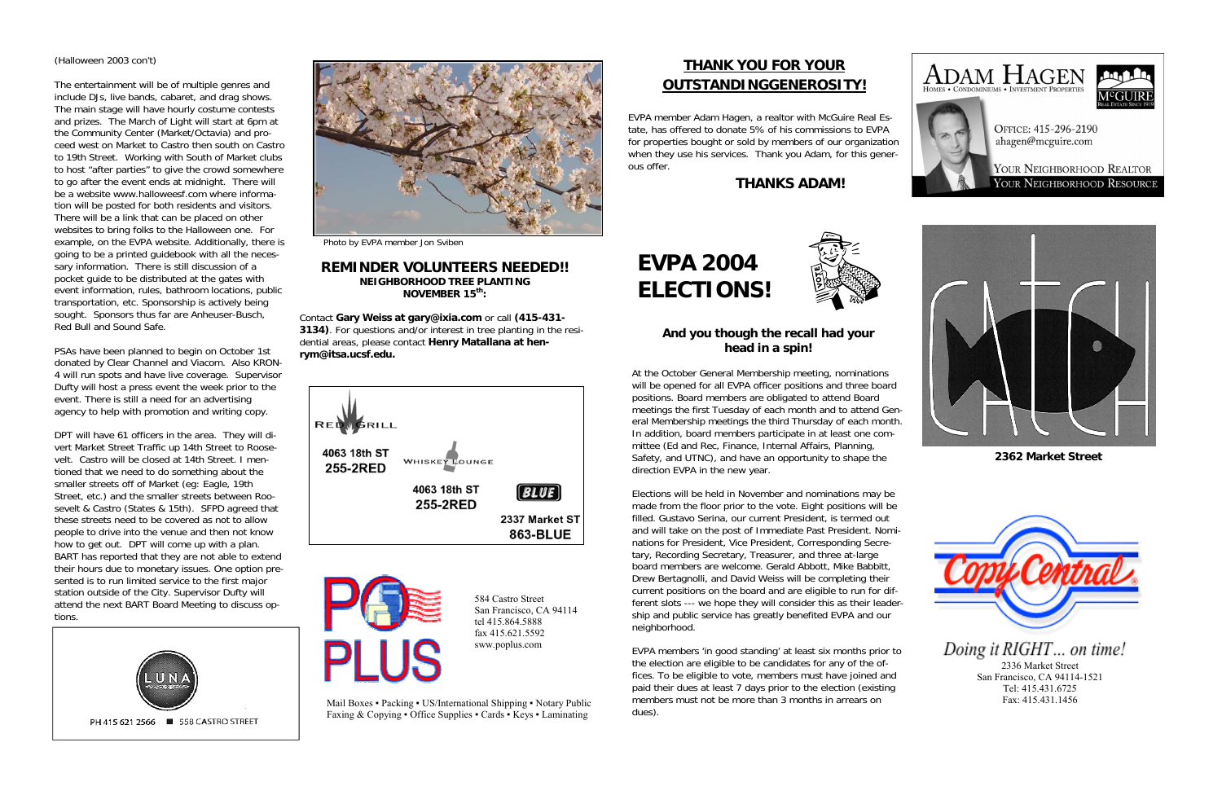(Halloween 2003 con't)

The entertainment will be of multiple genres and include DJs, live bands, cabaret, and drag shows. The main stage will have hourly costume contests and prizes. The March of Light will start at 6pm at the Community Center (Market/Octavia) and proceed west on Market to Castro then south on Castro to 19th Street. Working with South of Market clubs to host "after parties" to give the crowd somewhere to go after the event ends at midnight. There will be a website www.halloweesf.com where information will be posted for both residents and visitors. There will be a link that can be placed on other websites to bring folks to the Halloween one. For example, on the EVPA website. Additionally, there is going to be a printed guidebook with all the necessary information. There is still discussion of a pocket guide to be distributed at the gates with event information, rules, bathroom locations, public transportation, etc. Sponsorship is actively being sought. Sponsors thus far are Anheuser-Busch, Red Bull and Sound Safe.

PSAs have been planned to begin on October 1st donated by Clear Channel and Viacom. Also KRON-4 will run spots and have live coverage. Supervisor Dufty will host a press event the week prior to the event. There is still a need for an advertising agency to help with promotion and writing copy.

DPT will have 61 officers in the area. They will divert Market Street Traffic up 14th Street to Roosevelt. Castro will be closed at 14th Street. I mentioned that we need to do something about the smaller streets off of Market (eg: Eagle, 19th Street, etc.) and the smaller streets between Roosevelt & Castro (States & 15th). SFPD agreed that these streets need to be covered as not to allow people to drive into the venue and then not know how to get out. DPT will come up with a plan. BART has reported that they are not able to extend their hours due to monetary issues. One option presented is to run limited service to the first major station outside of the City. Supervisor Dufty will attend the next BART Board Meeting to discuss options.

LUNA

PH 415 621 2566 ■ 558 CASTRO STREET

Photo by EVPA member Jon Sviben

## REMINDER VOLUNTEERS NEEDED!!

**NEIGHBORHOOD TREE PLANTING**
**NOVEMBER 15th:**

Contact **Gary Weiss at gary@ixia.com** or call **(415-431-3134)**. For questions and/or interest in tree planting in the residential areas, please contact **Henry Matallana at henrym@itsa.ucsf.edu.**

RED GRILL
4063 18th ST
255-2RED

WHISKEY LOUNGE
4063 18th ST
255-2RED

BLUE
2337 Market ST
863-BLUE

PO PLUS
584 Castro Street
San Francisco, CA 94114
tel 415.864.5888
fax 415.621.5592
sww.poplus.com

Mail Boxes • Packing • US/International Shipping • Notary Public
Faxing & Copying • Office Supplies • Cards • Keys • Laminating

## THANK YOU FOR YOUR OUTSTANDINGGENEROSITY!

EVPA member Adam Hagen, a realtor with McGuire Real Estate, has offered to donate 5% of his commissions to EVPA for properties bought or sold by members of our organization when they use his services. Thank you Adam, for this generous offer.

**THANKS ADAM!**

# EVPA 2004 ELECTIONS!

### And you though the recall had your head in a spin!

At the October General Membership meeting, nominations will be opened for all EVPA officer positions and three board positions. Board members are obligated to attend Board meetings the first Tuesday of each month and to attend General Membership meetings the third Thursday of each month. In addition, board members participate in at least one committee (Ed and Rec, Finance, Internal Affairs, Planning, Safety, and UTNC), and have an opportunity to shape the direction EVPA in the new year.

Elections will be held in November and nominations may be made from the floor prior to the vote. Eight positions will be filled. Gustavo Serina, our current President, is termed out and will take on the post of Immediate Past President. Nominations for President, Vice President, Corresponding Secretary, Recording Secretary, Treasurer, and three at-large board members are welcome. Gerald Abbott, Mike Babbitt, Drew Bertagnolli, and David Weiss will be completing their current positions on the board and are eligible to run for different slots --- we hope they will consider this as their leadership and public service has greatly benefited EVPA and our neighborhood.

EVPA members 'in good standing' at least six months prior to the election are eligible to be candidates for any of the offices. To be eligible to vote, members must have joined and paid their dues at least 7 days prior to the election (existing members must not be more than 3 months in arrears on dues).

ADAM HAGEN
HOMES • CONDOMINIUMS • INVESTMENT PROPERTIES
McGUIRE REAL ESTATE SINCE 1919
OFFICE: 415-296-2190
ahagen@mcguire.com
YOUR NEIGHBORHOOD REALTOR
YOUR NEIGHBORHOOD RESOURCE

CATCH

**2362 Market Street**

Copy Central

*Doing it RIGHT... on time!*
2336 Market Street
San Francisco, CA 94114-1521
Tel: 415.431.6725
Fax: 415.431.1456